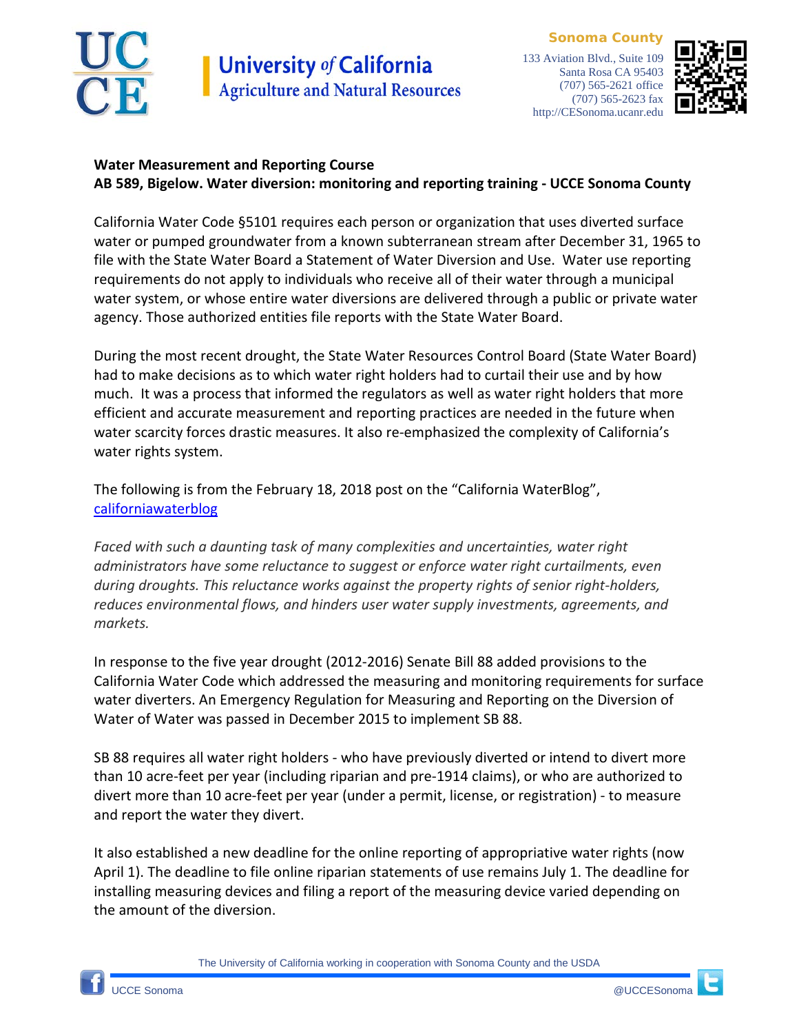University of California
Agriculture and Natural Resources

**Sonoma County**
133 Aviation Blvd., Suite 109
Santa Rosa CA 95403
(707) 565-2621 office
(707) 565-2623 fax
http://CESonoma.ucanr.edu

**Water Measurement and Reporting Course**
**AB 589, Bigelow. Water diversion: monitoring and reporting training - UCCE Sonoma County**

California Water Code §5101 requires each person or organization that uses diverted surface water or pumped groundwater from a known subterranean stream after December 31, 1965 to file with the State Water Board a Statement of Water Diversion and Use. Water use reporting requirements do not apply to individuals who receive all of their water through a municipal water system, or whose entire water diversions are delivered through a public or private water agency. Those authorized entities file reports with the State Water Board.

During the most recent drought, the State Water Resources Control Board (State Water Board) had to make decisions as to which water right holders had to curtail their use and by how much. It was a process that informed the regulators as well as water right holders that more efficient and accurate measurement and reporting practices are needed in the future when water scarcity forces drastic measures. It also re-emphasized the complexity of California's water rights system.

The following is from the February 18, 2018 post on the "California WaterBlog", [californiawaterblog](californiawaterblog)

*Faced with such a daunting task of many complexities and uncertainties, water right administrators have some reluctance to suggest or enforce water right curtailments, even during droughts. This reluctance works against the property rights of senior right-holders, reduces environmental flows, and hinders user water supply investments, agreements, and markets.*

In response to the five year drought (2012-2016) Senate Bill 88 added provisions to the California Water Code which addressed the measuring and monitoring requirements for surface water diverters. An Emergency Regulation for Measuring and Reporting on the Diversion of Water of Water was passed in December 2015 to implement SB 88.

SB 88 requires all water right holders - who have previously diverted or intend to divert more than 10 acre-feet per year (including riparian and pre-1914 claims), or who are authorized to divert more than 10 acre-feet per year (under a permit, license, or registration) - to measure and report the water they divert.

It also established a new deadline for the online reporting of appropriative water rights (now April 1). The deadline to file online riparian statements of use remains July 1. The deadline for installing measuring devices and filing a report of the measuring device varied depending on the amount of the diversion.

The University of California working in cooperation with Sonoma County and the USDA

UCCE Sonoma | @UCCESonoma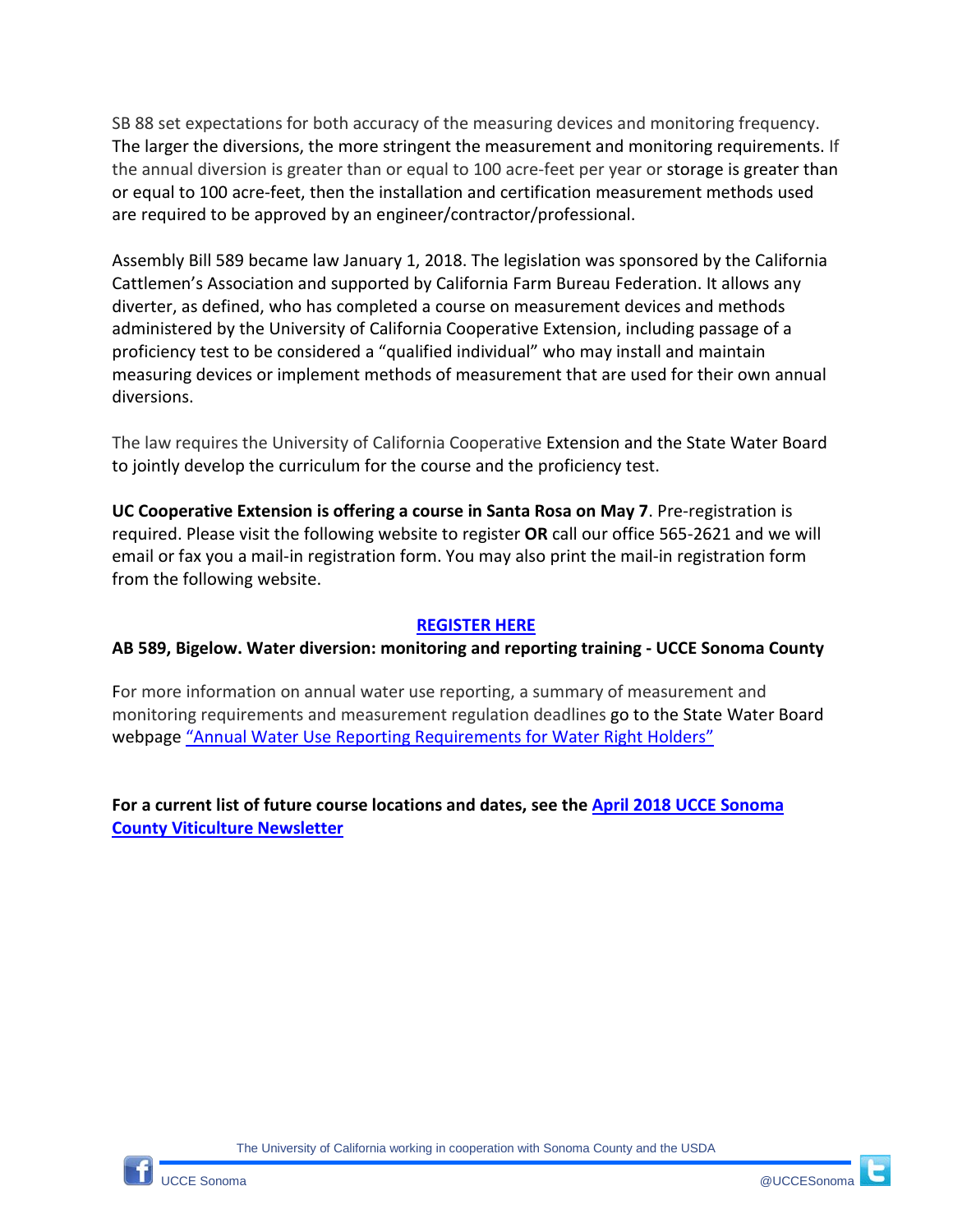SB 88 set expectations for both accuracy of the measuring devices and monitoring frequency. The larger the diversions, the more stringent the measurement and monitoring requirements. If the annual diversion is greater than or equal to 100 acre-feet per year or storage is greater than or equal to 100 acre-feet, then the installation and certification measurement methods used are required to be approved by an engineer/contractor/professional.

Assembly Bill 589 became law January 1, 2018. The legislation was sponsored by the California Cattlemen's Association and supported by California Farm Bureau Federation. It allows any diverter, as defined, who has completed a course on measurement devices and methods administered by the University of California Cooperative Extension, including passage of a proficiency test to be considered a "qualified individual" who may install and maintain measuring devices or implement methods of measurement that are used for their own annual diversions.

The law requires the University of California Cooperative Extension and the State Water Board to jointly develop the curriculum for the course and the proficiency test.

**UC Cooperative Extension is offering a course in Santa Rosa on May 7**. Pre-registration is required. Please visit the following website to register **OR** call our office 565-2621 and we will email or fax you a mail-in registration form. You may also print the mail-in registration form from the following website.

**REGISTER HERE**

**AB 589, Bigelow. Water diversion: monitoring and reporting training - UCCE Sonoma County**

For more information on annual water use reporting, a summary of measurement and monitoring requirements and measurement regulation deadlines go to the State Water Board webpage "Annual Water Use Reporting Requirements for Water Right Holders"

**For a current list of future course locations and dates, see the April 2018 UCCE Sonoma County Viticulture Newsletter**